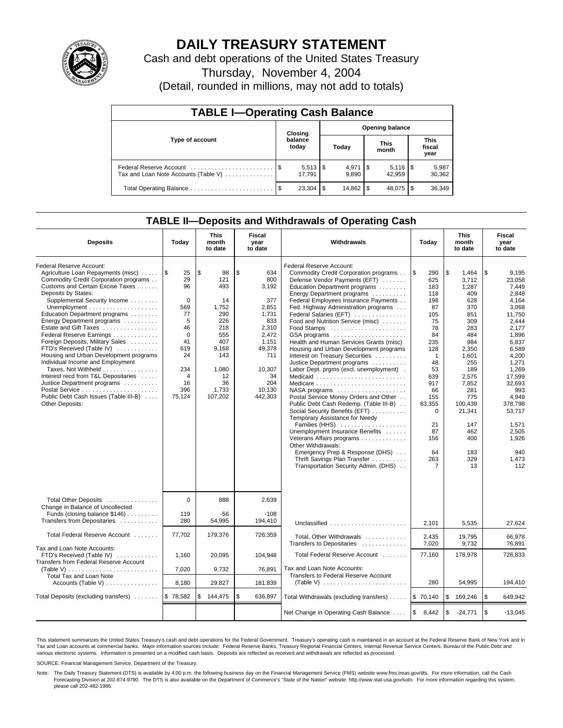# DAILY TREASURY STATEMENT

Cash and debt operations of the United States Treasury

Thursday, November 4, 2004

(Detail, rounded in millions, may not add to totals)

## TABLE I—Operating Cash Balance

| Type of account | Closing balance today | Opening balance Today | Opening balance This month | Opening balance This fiscal year |
|---|---|---|---|---|
| Federal Reserve Account | $ 5,513 | $ 4,971 | $ 5,116 | $ 5,987 |
| Tax and Loan Note Accounts (Table V) | 17,791 | 9,890 | 42,959 | 30,362 |
| Total Operating Balance | $ 23,304 | $ 14,862 | $ 48,075 | $ 36,349 |

## TABLE II—Deposits and Withdrawals of Operating Cash

| Deposits | Today | This month to date | Fiscal year to date | Withdrawals | Today | This month to date | Fiscal year to date |
|---|---|---|---|---|---|---|---|
| Federal Reserve Account: | | | | Federal Reserve Account: | | | |
| Agriculture Loan Repayments (misc) | $ 25 | $ 98 | $ 634 | Commodity Credit Corporation programs | $ 290 | $ 1,464 | $ 9,195 |
| Commodity Credit Corporation programs | 29 | 121 | 800 | Defense Vendor Payments (EFT) | 625 | 3,712 | 23,058 |
| Customs and Certain Excise Taxes | 96 | 493 | 3,192 | Education Department programs | 183 | 1,287 | 7,449 |
| Deposits by States: | | | | Energy Department programs | 118 | 409 | 2,848 |
| Supplemental Security Income | 0 | 14 | 377 | Federal Employees Insurance Payments | 198 | 628 | 4,164 |
| Unemployment | 569 | 1,752 | 2,851 | Fed. Highway Administration programs | 87 | 370 | 3,068 |
| Education Department programs | 77 | 290 | 1,731 | Federal Salaries (EFT) | 105 | 851 | 11,750 |
| Energy Department programs | 5 | 226 | 833 | Food and Nutrition Service (misc) | 75 | 309 | 2,444 |
| Estate and Gift Taxes | 46 | 218 | 2,310 | Food Stamps | 78 | 283 | 2,177 |
| Federal Reserve Earnings | 0 | 555 | 2,472 | GSA programs | 84 | 484 | 1,896 |
| Foreign Deposits, Military Sales | 41 | 407 | 1,151 | Health and Human Services Grants (misc) | 235 | 984 | 6,837 |
| FTD's Received (Table IV) | 619 | 9,168 | 49,378 | Housing and Urban Development programs | 128 | 2,350 | 6,589 |
| Housing and Urban Development programs | 24 | 143 | 711 | Interest on Treasury Securities | 1 | 1,601 | 4,200 |
| Individual Income and Employment | | | | Justice Department programs | 48 | 255 | 1,271 |
| Taxes, Not Withheld | 234 | 1,080 | 10,307 | Labor Dept. prgms (excl. unemployment) | 53 | 189 | 1,269 |
| Interest recd from T&L Depositaries | 4 | 12 | 34 | Medicaid | 639 | 2,575 | 17,599 |
| Justice Department programs | 16 | 36 | 204 | Medicare | 917 | 7,852 | 32,693 |
| Postal Service | 396 | 1,733 | 10,130 | NASA programs | 66 | 281 | 993 |
| Public Debt Cash Issues (Table III-B) | 75,124 | 107,202 | 442,303 | Postal Service Money Orders and Other | 155 | 775 | 4,949 |
| Other Deposits: | | | | Public Debt Cash Redemp. (Table III-B) | 63,355 | 100,439 | 378,798 |
| | | | | Social Security Benefits (EFT) | 0 | 21,341 | 53,717 |
| | | | | Temporary Assistance for Needy | | | |
| | | | | Families (HHS) | 21 | 147 | 1,571 |
| | | | | Unemployment Insurance Benefits | 87 | 462 | 2,505 |
| | | | | Veterans Affairs programs | 156 | 400 | 1,926 |
| | | | | Other Withdrawals: | | | |
| | | | | Emergency Prep & Response (DHS) | 64 | 183 | 940 |
| | | | | Thrift Savings Plan Transfer | 263 | 329 | 1,473 |
| | | | | Transportation Security Admin. (DHS) | 7 | 13 | 112 |
| Total Other Deposits | 0 | 888 | 2,639 | | | | |
| Change in Balance of Uncollected | | | | | | | |
| Funds (closing balance $146) | 119 | -56 | -108 | | | | |
| Transfers from Depositaries | 280 | 54,995 | 194,410 | Unclassified | 2,101 | 5,535 | 27,624 |
| Total Federal Reserve Account | 77,702 | 179,376 | 726,359 | Total, Other Withdrawals | 2,435 | 19,795 | 66,978 |
| | | | | Transfers to Depositaries | 7,020 | 9,732 | 76,891 |
| Tax and Loan Note Accounts: | | | | | | | |
| FTD's Received (Table IV) | 1,160 | 20,095 | 104,948 | Total Federal Reserve Account | 77,160 | 178,978 | 726,833 |
| Transfers from Federal Reserve Account | | | | | | | |
| (Table V) | 7,020 | 9,732 | 76,891 | Tax and Loan Note Accounts: | | | |
| Total Tax and Loan Note | | | | Transfers to Federal Reserve Account | | | |
| Accounts (Table V) | 8,180 | 29,827 | 181,839 | (Table V) | 280 | 54,995 | 194,410 |
| Total Deposits (excluding transfers) | $ 78,582 | $ 144,475 | $ 636,897 | Total Withdrawals (excluding transfers) | $ 70,140 | $ 169,246 | $ 649,942 |
| | | | | Net Change in Operating Cash Balance | $ 8,442 | $ -24,771 | $ -13,045 |

This statement summarizes the United States Treasury's cash and debt operations for the Federal Government. Treasury's operating cash is maintained in an account at the Federal Reserve Bank of New York and in Tax and Loan accounts at commercial banks. Major information sources include: Federal Reserve Banks, Treasury Regional Financial Centers, Internal Revenue Service Centers, Bureau of the Public Debt and various electronic systems. Information is presented on a modified cash basis. Deposits are reflected as received and withdrawals are reflected as processed.

SOURCE: Financial Management Service, Department of the Treasury.

Note: The Daily Treasury Statement (DTS) is available by 4:00 p.m. the following business day on the Financial Management Service (FMS) website www.fms.treas.gov/dts. For more information, call the Cash Forecasting Division at 202-874-9790. The DTS is also available on the Department of Commerce's "State of the Nation" website: http://www.stat-usa.gov/sotn. For more information regarding this system, please call 202-482-1986.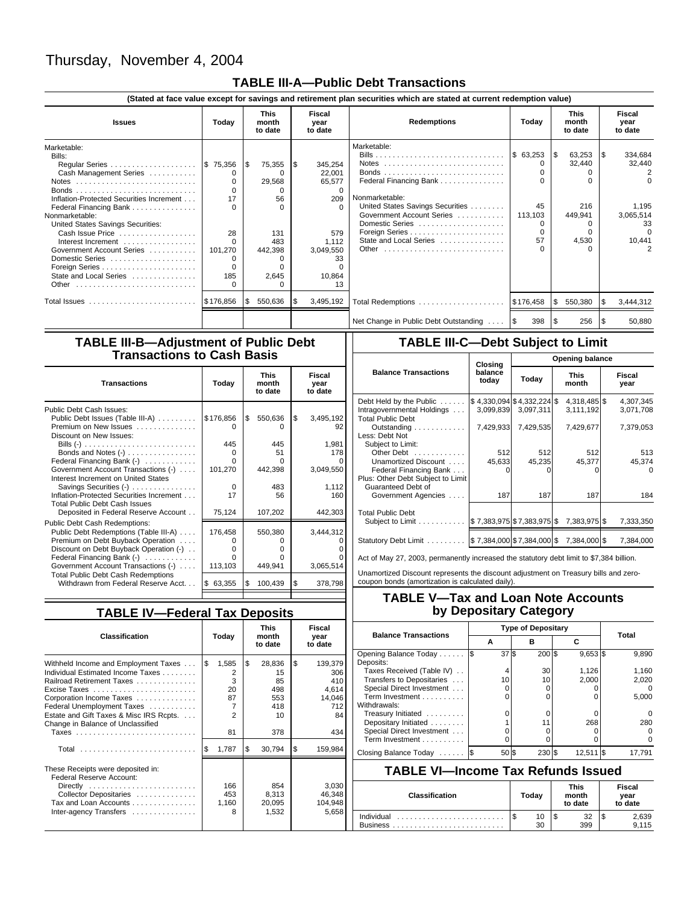Thursday, November 4, 2004

## TABLE III-A—Public Debt Transactions

(Stated at face value except for savings and retirement plan securities which are stated at current redemption value)

| Issues | Today | This month to date | Fiscal year to date |
|---|---|---|---|
| Marketable: | | | |
| Bills: | | | |
| Regular Series | $ 75,356 | $ 75,355 | $ 345,254 |
| Cash Management Series | 0 | 0 | 22,001 |
| Notes | 0 | 29,568 | 65,577 |
| Bonds | 0 | 0 | 0 |
| Inflation-Protected Securities Increment | 17 | 56 | 209 |
| Federal Financing Bank | 0 | 0 | 0 |
| Nonmarketable: | | | |
| United States Savings Securities: | | | |
| Cash Issue Price | 28 | 131 | 579 |
| Interest Increment | 0 | 483 | 1,112 |
| Government Account Series | 101,270 | 442,398 | 3,049,550 |
| Domestic Series | 0 | 0 | 33 |
| Foreign Series | 0 | 0 | 0 |
| State and Local Series | 185 | 2,645 | 10,864 |
| Other | 0 | 0 | 13 |
| Total Issues | $176,856 | $ 550,636 | $ 3,495,192 |

| Redemptions | Today | This month to date | Fiscal year to date |
|---|---|---|---|
| Marketable: | | | |
| Bills | $ 63,253 | $ 63,253 | $ 334,684 |
| Notes | 0 | 32,440 | 32,440 |
| Bonds | 0 | 0 | 2 |
| Federal Financing Bank | 0 | 0 | 0 |
| Nonmarketable: | | | |
| United States Savings Securities | 45 | 216 | 1,195 |
| Government Account Series | 113,103 | 449,941 | 3,065,514 |
| Domestic Series | 0 | 0 | 33 |
| Foreign Series | 0 | 0 | 0 |
| State and Local Series | 57 | 4,530 | 10,441 |
| Other | 0 | 0 | 2 |
| Total Redemptions | $176,458 | $ 550,380 | $ 3,444,312 |
| Net Change in Public Debt Outstanding | $ 398 | $ 256 | $ 50,880 |

## TABLE III-B—Adjustment of Public Debt Transactions to Cash Basis

| Transactions | Today | This month to date | Fiscal year to date |
|---|---|---|---|
| Public Debt Cash Issues: | | | |
| Public Debt Issues (Table III-A) | $176,856 | $ 550,636 | $ 3,495,192 |
| Premium on New Issues | 0 | 0 | 92 |
| Discount on New Issues: | | | |
| Bills (-) | 445 | 445 | 1,981 |
| Bonds and Notes (-) | 0 | 51 | 178 |
| Federal Financing Bank (-) | 0 | 0 | 0 |
| Government Account Transactions (-) | 101,270 | 442,398 | 3,049,550 |
| Interest Increment on United States Savings Securities (-) | 0 | 483 | 1,112 |
| Inflation-Protected Securities Increment | 17 | 56 | 160 |
| Total Public Debt Cash Issues Deposited in Federal Reserve Account | 75,124 | 107,202 | 442,303 |
| Public Debt Cash Redemptions: | | | |
| Public Debt Redemptions (Table III-A) | 176,458 | 550,380 | 3,444,312 |
| Premium on Debt Buyback Operation | 0 | 0 | 0 |
| Discount on Debt Buyback Operation (-) | 0 | 0 | 0 |
| Federal Financing Bank (-) | 0 | 0 | 0 |
| Government Account Transactions (-) | 113,103 | 449,941 | 3,065,514 |
| Total Public Debt Cash Redemptions Withdrawn from Federal Reserve Acct. | $ 63,355 | $ 100,439 | $ 378,798 |

## TABLE III-C—Debt Subject to Limit

| Balance Transactions | Closing balance today | Opening balance Today | Opening balance This month | Opening balance Fiscal year |
|---|---|---|---|---|
| Debt Held by the Public | $ 4,330,094 | $ 4,332,224 | $ 4,318,485 | $ 4,307,345 |
| Intragovernmental Holdings | 3,099,839 | 3,097,311 | 3,111,192 | 3,071,708 |
| Total Public Debt Outstanding | 7,429,933 | 7,429,535 | 7,429,677 | 7,379,053 |
| Less: Debt Not Subject to Limit: | | | | |
| Other Debt | 512 | 512 | 512 | 513 |
| Unamortized Discount | 45,633 | 45,235 | 45,377 | 45,374 |
| Federal Financing Bank | 0 | 0 | 0 | 0 |
| Plus: Other Debt Subject to Limit Guaranteed Debt of Government Agencies | 187 | 187 | 187 | 184 |
| Total Public Debt Subject to Limit | $ 7,383,975 | $ 7,383,975 | $ 7,383,975 | $ 7,333,350 |
| Statutory Debt Limit | $ 7,384,000 | $ 7,384,000 | $ 7,384,000 | $ 7,384,000 |

Act of May 27, 2003, permanently increased the statutory debt limit to $7,384 billion.

Unamortized Discount represents the discount adjustment on Treasury bills and zero-coupon bonds (amortization is calculated daily).

## TABLE IV—Federal Tax Deposits

| Classification | Today | This month to date | Fiscal year to date |
|---|---|---|---|
| Withheld Income and Employment Taxes | $ 1,585 | $ 28,836 | $ 139,379 |
| Individual Estimated Income Taxes | 2 | 15 | 306 |
| Railroad Retirement Taxes | 3 | 85 | 410 |
| Excise Taxes | 20 | 498 | 4,614 |
| Corporation Income Taxes | 87 | 553 | 14,046 |
| Federal Unemployment Taxes | 7 | 418 | 712 |
| Estate and Gift Taxes & Misc IRS Rcpts. | 2 | 10 | 84 |
| Change in Balance of Unclassified Taxes | 81 | 378 | 434 |
| Total | $ 1,787 | $ 30,794 | $ 159,984 |
| These Receipts were deposited in: | | | |
| Federal Reserve Account: | | | |
| Directly | 166 | 854 | 3,030 |
| Collector Depositaries | 453 | 8,313 | 46,348 |
| Tax and Loan Accounts | 1,160 | 20,095 | 104,948 |
| Inter-agency Transfers | 8 | 1,532 | 5,658 |

## TABLE V—Tax and Loan Note Accounts by Depositary Category

| Balance Transactions | Type of Depositary A | Type of Depositary B | Type of Depositary C | Total |
|---|---|---|---|---|
| Opening Balance Today | $ 37 | $ 200 | $ 9,653 | $ 9,890 |
| Deposits: | | | | |
| Taxes Received (Table IV) | 4 | 30 | 1,126 | 1,160 |
| Transfers to Depositaries | 10 | 10 | 2,000 | 2,020 |
| Special Direct Investment | 0 | 0 | 0 | 0 |
| Term Investment | 0 | 0 | 0 | 5,000 |
| Withdrawals: | | | | |
| Treasury Initiated | 0 | 0 | 0 | 0 |
| Depositary Initiated | 1 | 11 | 268 | 280 |
| Special Direct Investment | 0 | 0 | 0 | 0 |
| Term Investment | 0 | 0 | 0 | 0 |
| Closing Balance Today | $ 50 | $ 230 | $ 12,511 | $ 17,791 |

## TABLE VI—Income Tax Refunds Issued

| Classification | Today | This month to date | Fiscal year to date |
|---|---|---|---|
| Individual | $ 10 | $ 32 | $ 2,639 |
| Business | 30 | 399 | 9,115 |